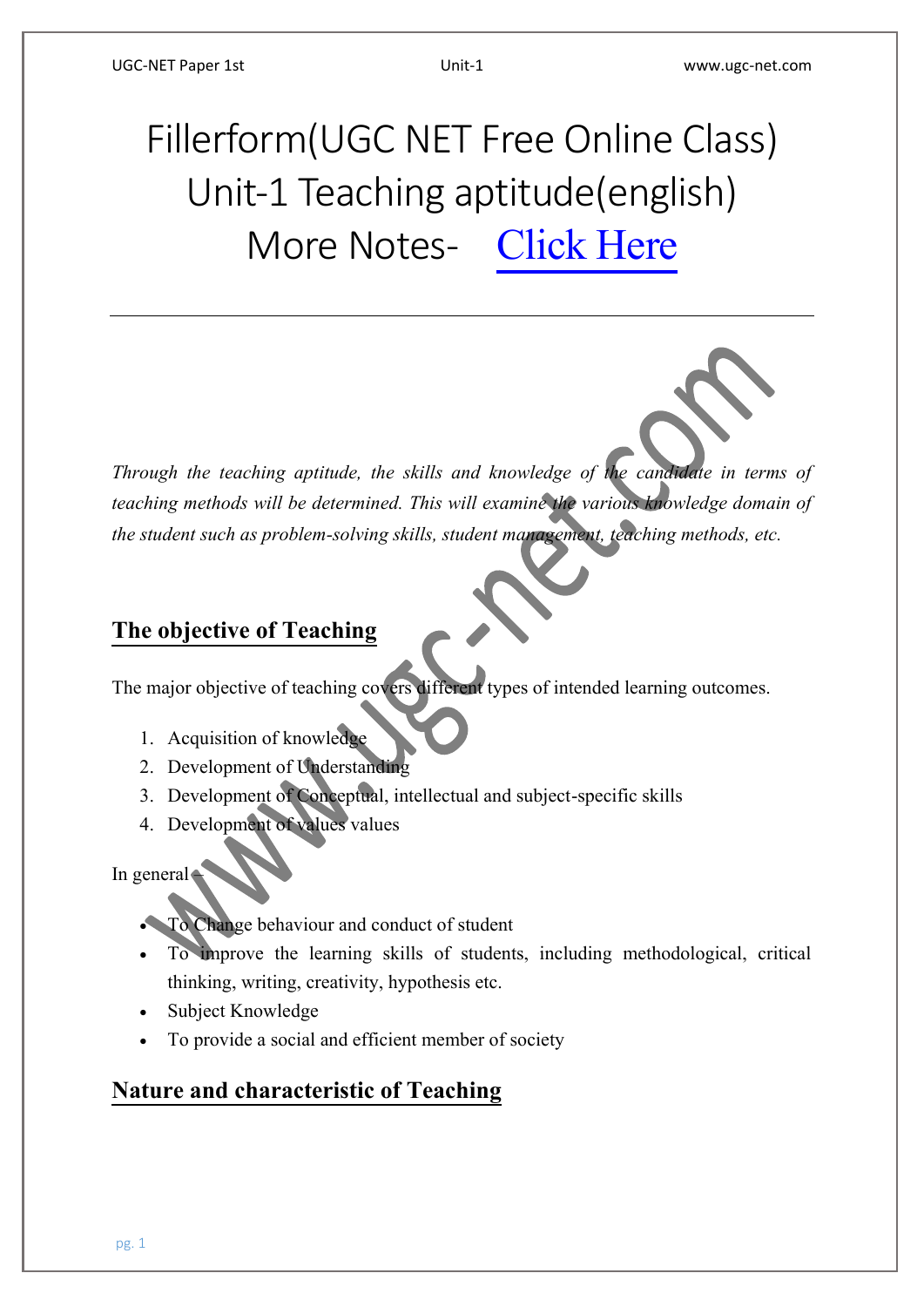# Fillerform(UGC NET Free Online Class) Unit-1 Teaching aptitude(english) More Notes- Click Here

---

*Through the teaching aptitude, the skills and knowledge of the candidate in terms of teaching methods will be determined. This will examine the various knowledge domain of the student such as problem-solving skills, student management, teaching methods, etc.*

## The objective of Teaching

The major objective of teaching covers different types of intended learning outcomes.

1. Acquisition of knowledge
2. Development of Understanding
3. Development of Conceptual, intellectual and subject-specific skills
4. Development of values values

In general –

- To Change behaviour and conduct of student
- To improve the learning skills of students, including methodological, critical thinking, writing, creativity, hypothesis etc.
- Subject Knowledge
- To provide a social and efficient member of society

## Nature and characteristic of Teaching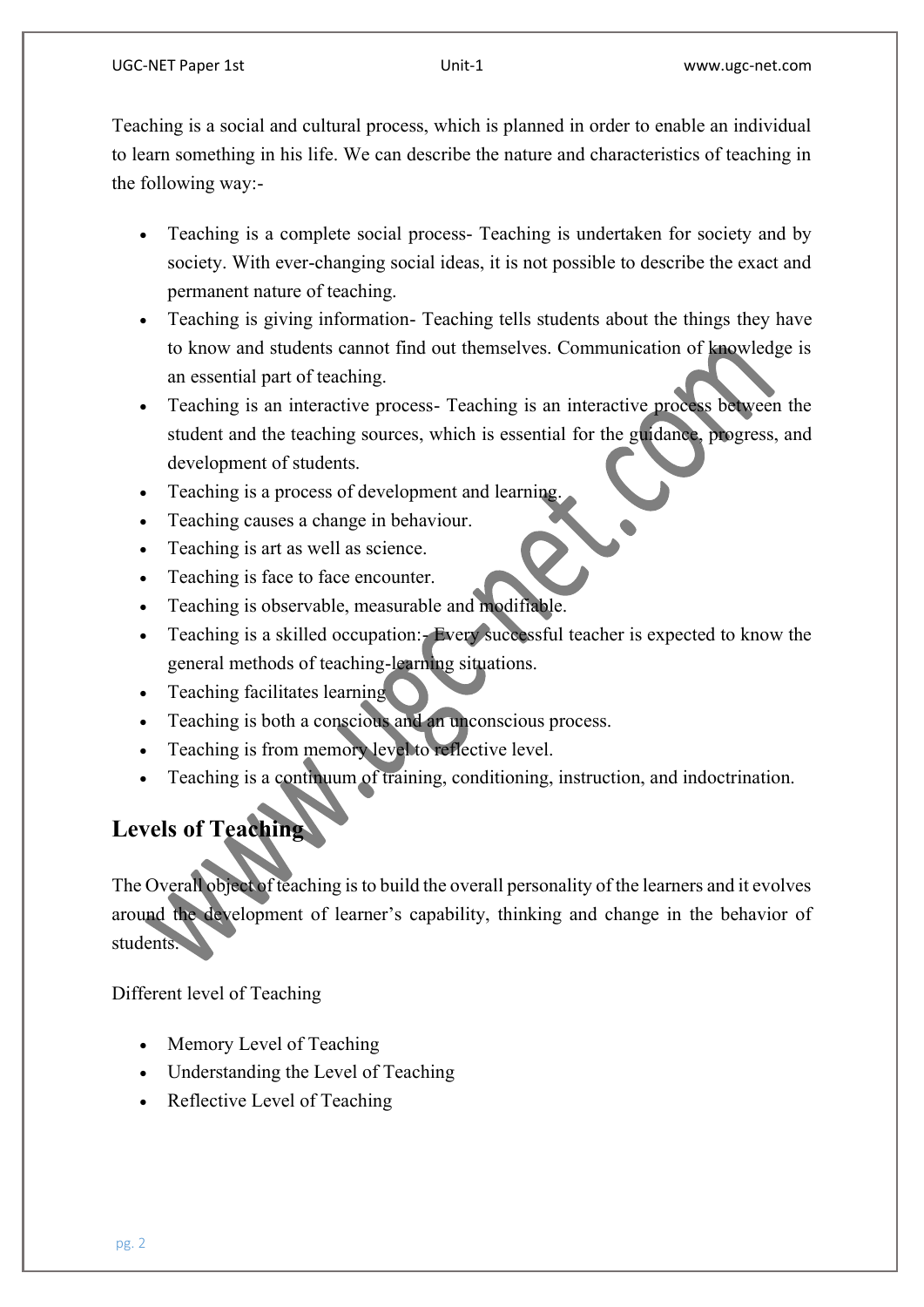Teaching is a social and cultural process, which is planned in order to enable an individual to learn something in his life. We can describe the nature and characteristics of teaching in the following way:-

- Teaching is a complete social process- Teaching is undertaken for society and by society. With ever-changing social ideas, it is not possible to describe the exact and permanent nature of teaching.
- Teaching is giving information- Teaching tells students about the things they have to know and students cannot find out themselves. Communication of knowledge is an essential part of teaching.
- Teaching is an interactive process- Teaching is an interactive process between the student and the teaching sources, which is essential for the guidance, progress, and development of students.
- Teaching is a process of development and learning.
- Teaching causes a change in behaviour.
- Teaching is art as well as science.
- Teaching is face to face encounter.
- Teaching is observable, measurable and modifiable.
- Teaching is a skilled occupation:- Every successful teacher is expected to know the general methods of teaching-learning situations.
- Teaching facilitates learning
- Teaching is both a conscious and an unconscious process.
- Teaching is from memory level to reflective level.
- Teaching is a continuum of training, conditioning, instruction, and indoctrination.

## Levels of Teaching

The Overall object of teaching is to build the overall personality of the learners and it evolves around the development of learner's capability, thinking and change in the behavior of students.

Different level of Teaching

- Memory Level of Teaching
- Understanding the Level of Teaching
- Reflective Level of Teaching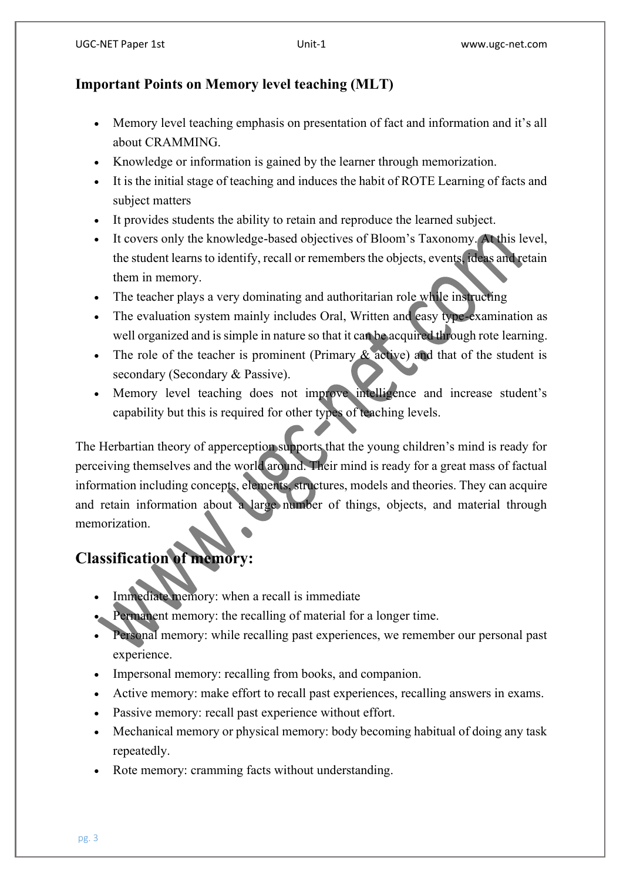### Important Points on Memory level teaching (MLT)

- Memory level teaching emphasis on presentation of fact and information and it's all about CRAMMING.
- Knowledge or information is gained by the learner through memorization.
- It is the initial stage of teaching and induces the habit of ROTE Learning of facts and subject matters
- It provides students the ability to retain and reproduce the learned subject.
- It covers only the knowledge-based objectives of Bloom's Taxonomy. At this level, the student learns to identify, recall or remembers the objects, events, ideas and retain them in memory.
- The teacher plays a very dominating and authoritarian role while instructing
- The evaluation system mainly includes Oral, Written and easy type-examination as well organized and is simple in nature so that it can be acquired through rote learning.
- The role of the teacher is prominent (Primary & active) and that of the student is secondary (Secondary & Passive).
- Memory level teaching does not improve intelligence and increase student's capability but this is required for other types of teaching levels.

The Herbartian theory of apperception supports that the young children's mind is ready for perceiving themselves and the world around. Their mind is ready for a great mass of factual information including concepts, elements, structures, models and theories. They can acquire and retain information about a large number of things, objects, and material through memorization.

## Classification of memory:

- Immediate memory: when a recall is immediate
- Permanent memory: the recalling of material for a longer time.
- Personal memory: while recalling past experiences, we remember our personal past experience.
- Impersonal memory: recalling from books, and companion.
- Active memory: make effort to recall past experiences, recalling answers in exams.
- Passive memory: recall past experience without effort.
- Mechanical memory or physical memory: body becoming habitual of doing any task repeatedly.
- Rote memory: cramming facts without understanding.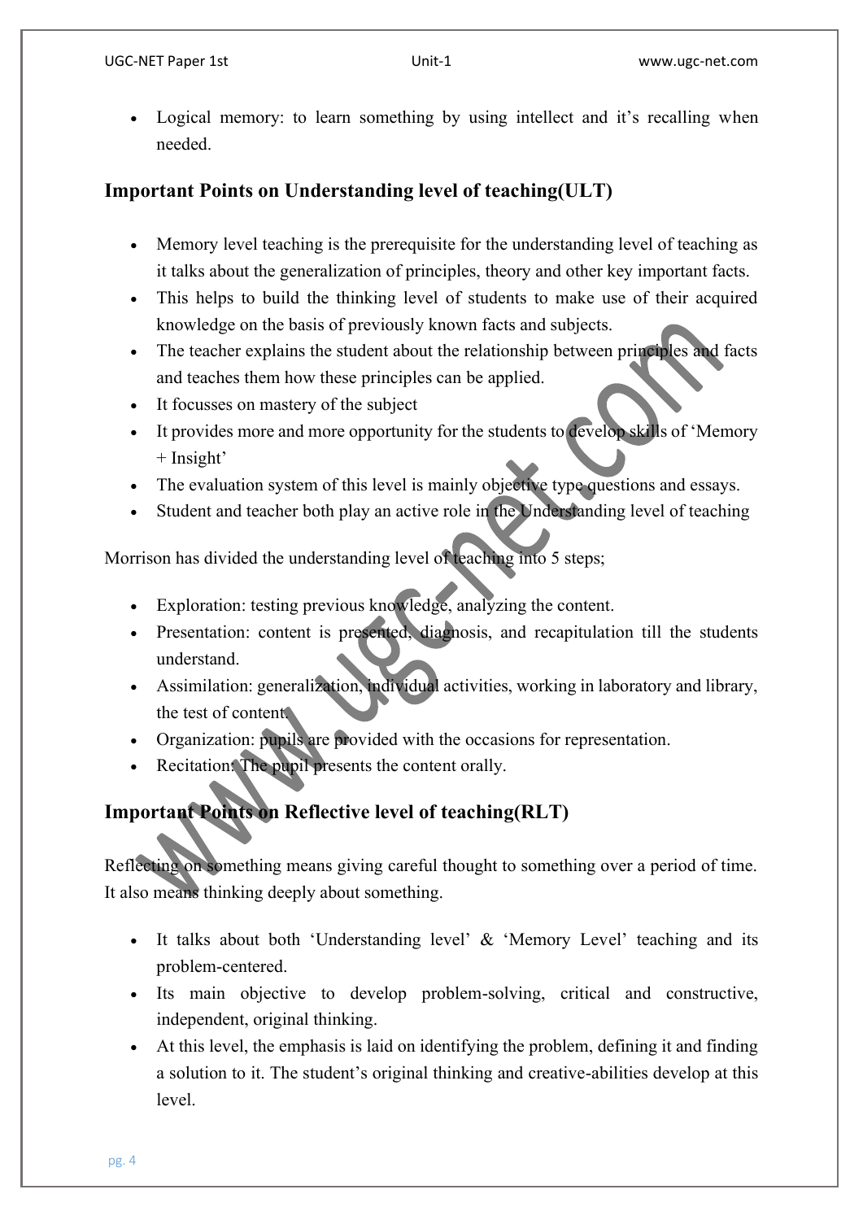- Logical memory: to learn something by using intellect and it's recalling when needed.

## Important Points on Understanding level of teaching(ULT)

- Memory level teaching is the prerequisite for the understanding level of teaching as it talks about the generalization of principles, theory and other key important facts.
- This helps to build the thinking level of students to make use of their acquired knowledge on the basis of previously known facts and subjects.
- The teacher explains the student about the relationship between principles and facts and teaches them how these principles can be applied.
- It focusses on mastery of the subject
- It provides more and more opportunity for the students to develop skills of 'Memory + Insight'
- The evaluation system of this level is mainly objective type questions and essays.
- Student and teacher both play an active role in the Understanding level of teaching

Morrison has divided the understanding level of teaching into 5 steps;

- Exploration: testing previous knowledge, analyzing the content.
- Presentation: content is presented, diagnosis, and recapitulation till the students understand.
- Assimilation: generalization, individual activities, working in laboratory and library, the test of content.
- Organization: pupils are provided with the occasions for representation.
- Recitation: The pupil presents the content orally.

## Important Points on Reflective level of teaching(RLT)

Reflecting on something means giving careful thought to something over a period of time. It also means thinking deeply about something.

- It talks about both 'Understanding level' & 'Memory Level' teaching and its problem-centered.
- Its main objective to develop problem-solving, critical and constructive, independent, original thinking.
- At this level, the emphasis is laid on identifying the problem, defining it and finding a solution to it. The student's original thinking and creative-abilities develop at this level.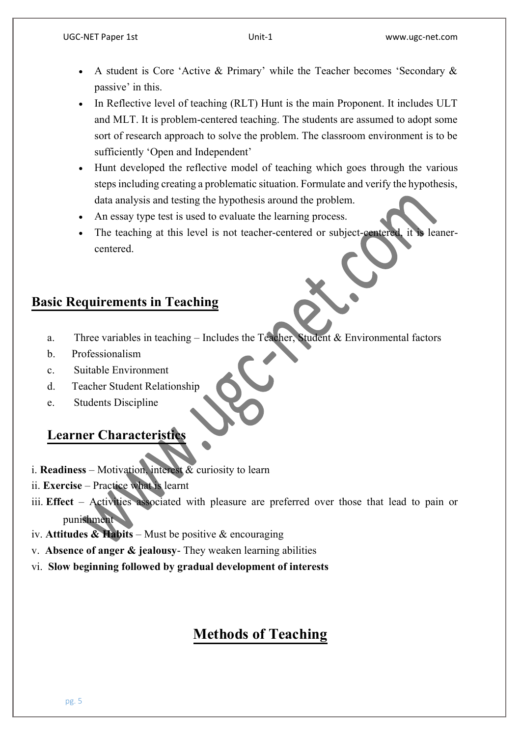- A student is Core 'Active & Primary' while the Teacher becomes 'Secondary & passive' in this.
- In Reflective level of teaching (RLT) Hunt is the main Proponent. It includes ULT and MLT. It is problem-centered teaching. The students are assumed to adopt some sort of research approach to solve the problem. The classroom environment is to be sufficiently 'Open and Independent'
- Hunt developed the reflective model of teaching which goes through the various steps including creating a problematic situation. Formulate and verify the hypothesis, data analysis and testing the hypothesis around the problem.
- An essay type test is used to evaluate the learning process.
- The teaching at this level is not teacher-centered or subject-centered, it is leaner-centered.

## Basic Requirements in Teaching

a. Three variables in teaching – Includes the Teacher, Student & Environmental factors
b. Professionalism
c. Suitable Environment
d. Teacher Student Relationship
e. Students Discipline

## Learner Characteristics

i. **Readiness** – Motivation, interest & curiosity to learn
ii. **Exercise** – Practice what is learnt
iii. **Effect** – Activities associated with pleasure are preferred over those that lead to pain or punishment
iv. **Attitudes & Habits** – Must be positive & encouraging
v. **Absence of anger & jealousy**- They weaken learning abilities
vi. **Slow beginning followed by gradual development of interests**

# Methods of Teaching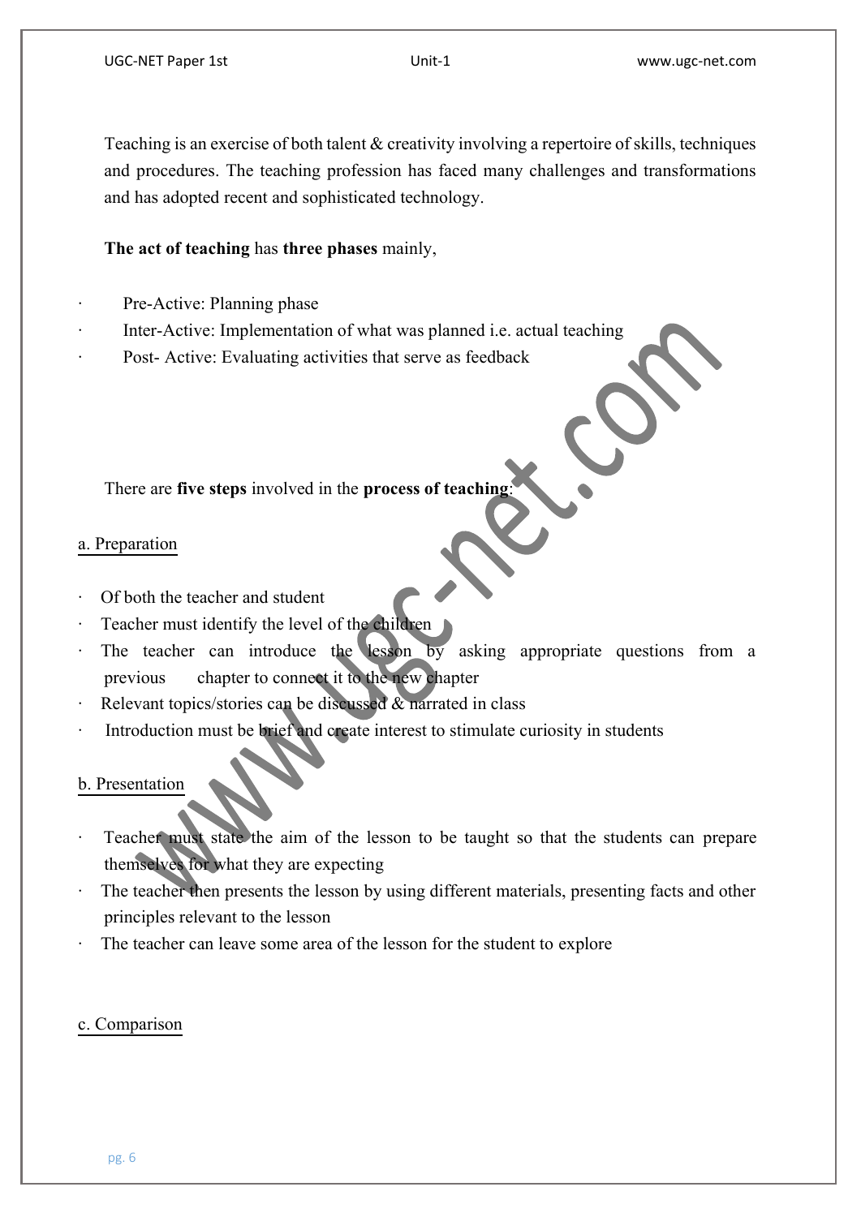Teaching is an exercise of both talent & creativity involving a repertoire of skills, techniques and procedures. The teaching profession has faced many challenges and transformations and has adopted recent and sophisticated technology.

**The act of teaching** has **three phases** mainly,

- Pre-Active: Planning phase
- Inter-Active: Implementation of what was planned i.e. actual teaching
- Post- Active: Evaluating activities that serve as feedback

There are **five steps** involved in the **process of teaching**:

a. Preparation

- Of both the teacher and student
- Teacher must identify the level of the children
- The teacher can introduce the lesson by asking appropriate questions from a previous chapter to connect it to the new chapter
- Relevant topics/stories can be discussed & narrated in class
- Introduction must be brief and create interest to stimulate curiosity in students

b. Presentation

- Teacher must state the aim of the lesson to be taught so that the students can prepare themselves for what they are expecting
- The teacher then presents the lesson by using different materials, presenting facts and other principles relevant to the lesson
- The teacher can leave some area of the lesson for the student to explore

c. Comparison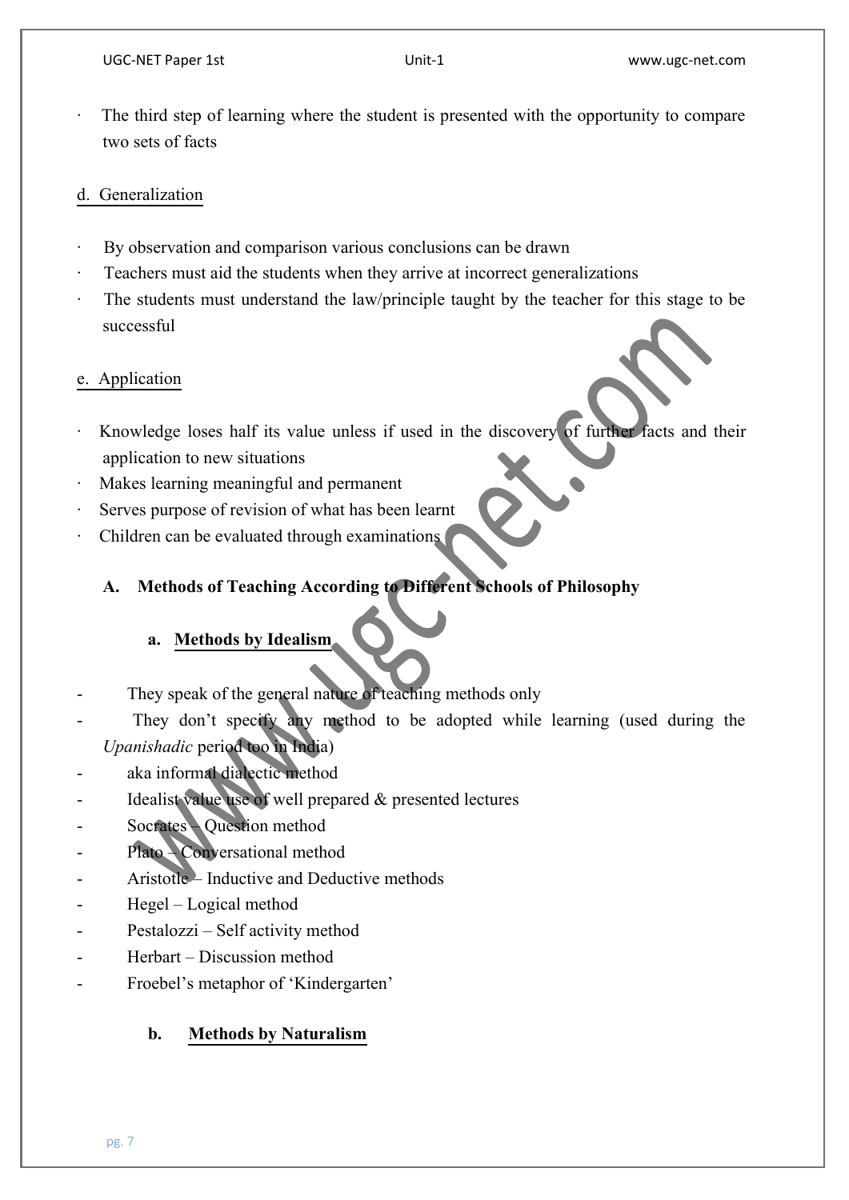- The third step of learning where the student is presented with the opportunity to compare two sets of facts

d. Generalization

- By observation and comparison various conclusions can be drawn
- Teachers must aid the students when they arrive at incorrect generalizations
- The students must understand the law/principle taught by the teacher for this stage to be successful

e. Application

- Knowledge loses half its value unless if used in the discovery of further facts and their application to new situations
- Makes learning meaningful and permanent
- Serves purpose of revision of what has been learnt
- Children can be evaluated through examinations

### A. Methods of Teaching According to Different Schools of Philosophy

#### a. Methods by Idealism

- They speak of the general nature of teaching methods only
- They don't specify any method to be adopted while learning (used during the *Upanishadic* period too in India)
- aka informal dialectic method
- Idealist value use of well prepared & presented lectures
- Socrates – Question method
- Plato – Conversational method
- Aristotle – Inductive and Deductive methods
- Hegel – Logical method
- Pestalozzi – Self activity method
- Herbart – Discussion method
- Froebel's metaphor of 'Kindergarten'

#### b. Methods by Naturalism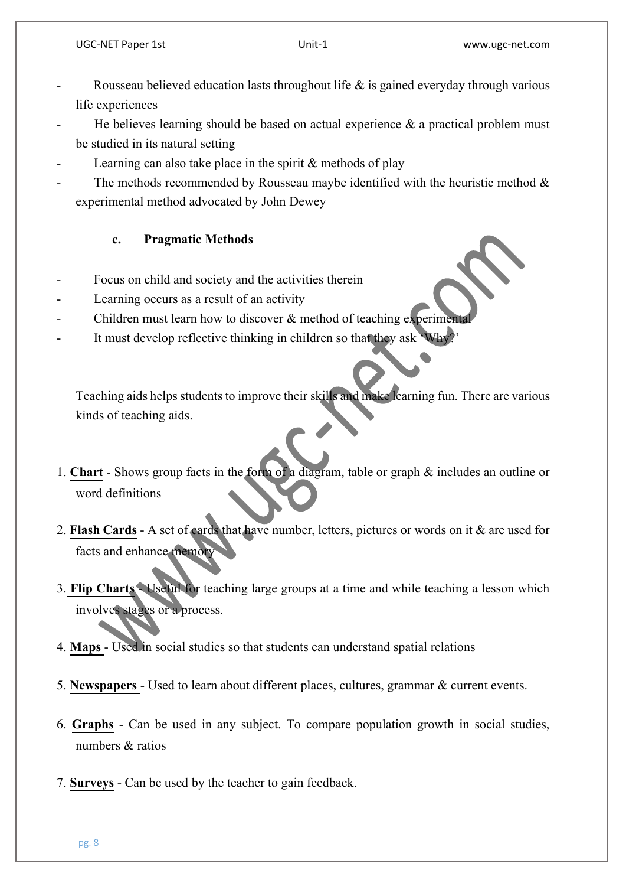- Rousseau believed education lasts throughout life & is gained everyday through various life experiences
- He believes learning should be based on actual experience & a practical problem must be studied in its natural setting
- Learning can also take place in the spirit & methods of play
- The methods recommended by Rousseau maybe identified with the heuristic method & experimental method advocated by John Dewey

### c. **Pragmatic Methods**

- Focus on child and society and the activities therein
- Learning occurs as a result of an activity
- Children must learn how to discover & method of teaching experimental
- It must develop reflective thinking in children so that they ask 'Why?'

Teaching aids helps students to improve their skills and make learning fun. There are various kinds of teaching aids.

1. **Chart** - Shows group facts in the form of a diagram, table or graph & includes an outline or word definitions

2. **Flash Cards** - A set of cards that have number, letters, pictures or words on it & are used for facts and enhance memory

3. **Flip Charts** - Useful for teaching large groups at a time and while teaching a lesson which involves stages or a process.

4. **Maps** - Used in social studies so that students can understand spatial relations

5. **Newspapers** - Used to learn about different places, cultures, grammar & current events.

6. **Graphs** - Can be used in any subject. To compare population growth in social studies, numbers & ratios

7. **Surveys** - Can be used by the teacher to gain feedback.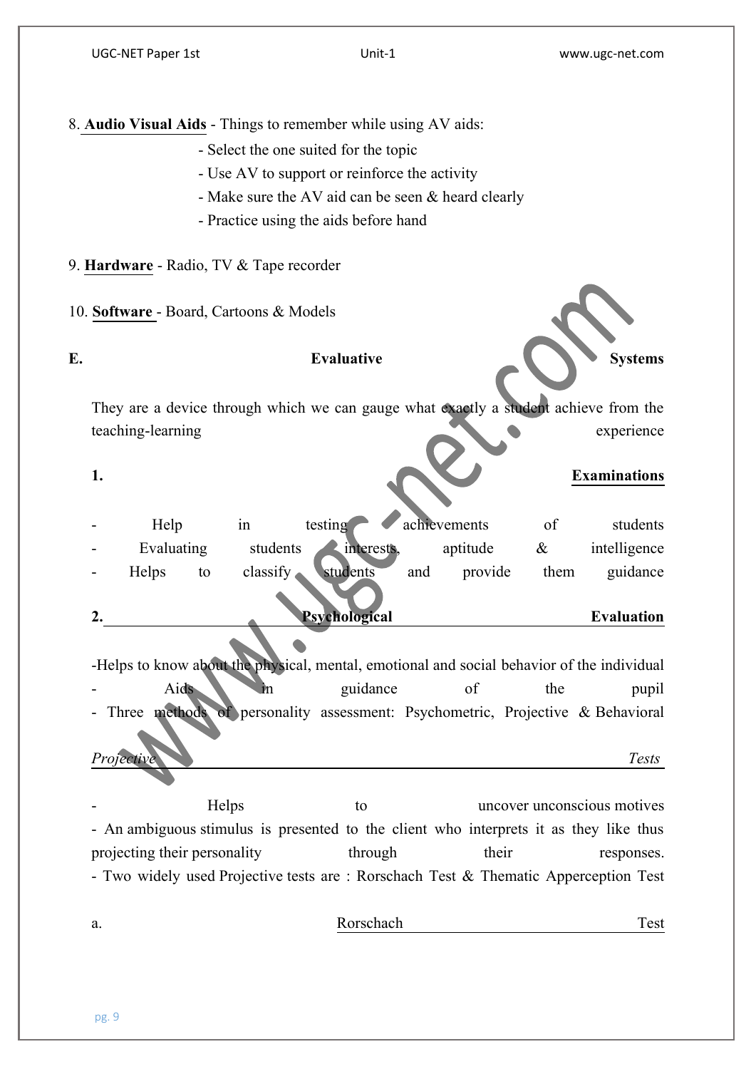8. **Audio Visual Aids** - Things to remember while using AV aids:

- Select the one suited for the topic
- Use AV to support or reinforce the activity
- Make sure the AV aid can be seen & heard clearly
- Practice using the aids before hand

9. **Hardware** - Radio, TV & Tape recorder

10. **Software** - Board, Cartoons & Models

**E. Evaluative Systems**

They are a device through which we can gauge what exactly a student achieve from the teaching-learning experience

**1. Examinations**

- Help in testing achievements of students
- Evaluating students interests, aptitude & intelligence
- Helps to classify students and provide them guidance

**2. Psychological Evaluation**

- Helps to know about the physical, mental, emotional and social behavior of the individual
- Aids in guidance of the pupil
- Three methods of personality assessment: Psychometric, Projective & Behavioral

*Projective Tests*

- Helps to uncover unconscious motives
- An ambiguous stimulus is presented to the client who interprets it as they like thus projecting their personality through their responses.
- Two widely used Projective tests are : Rorschach Test & Thematic Apperception Test

a. Rorschach Test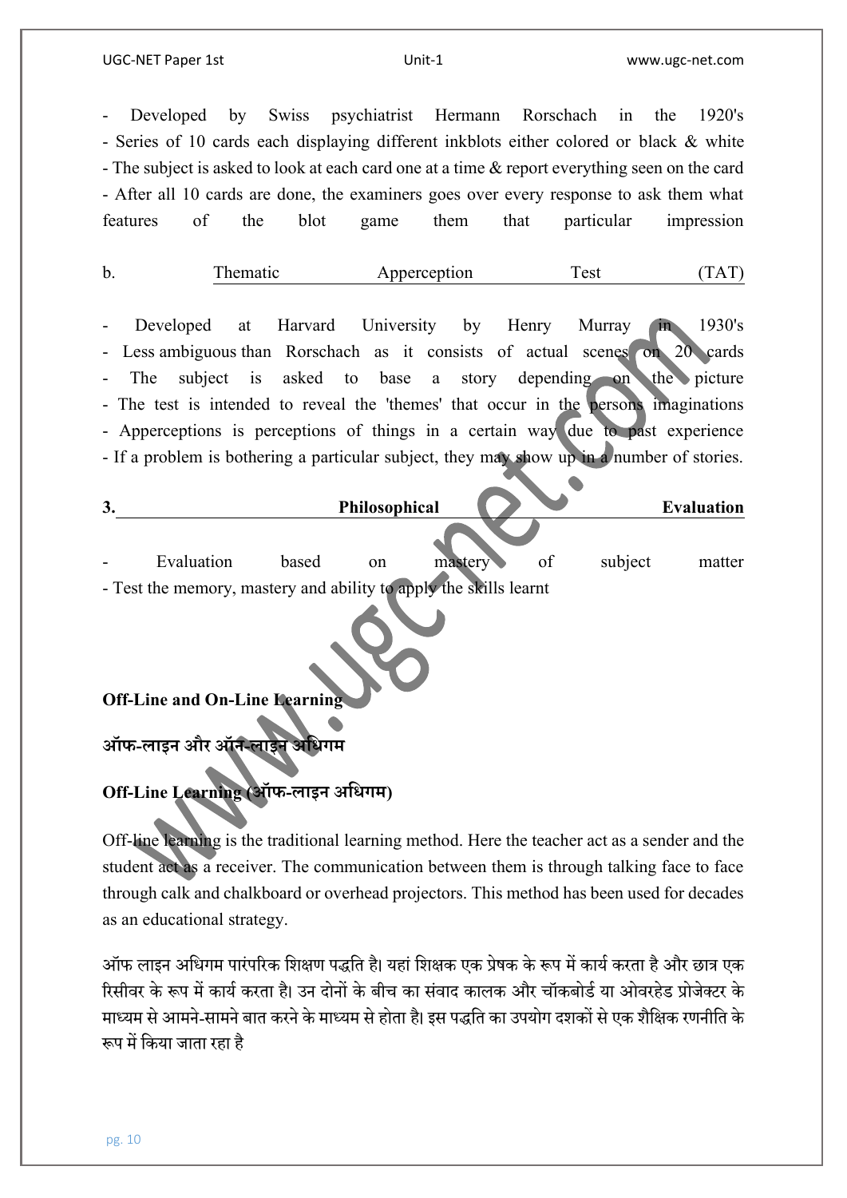- Developed by Swiss psychiatrist Hermann Rorschach in the 1920's
- Series of 10 cards each displaying different inkblots either colored or black & white
- The subject is asked to look at each card one at a time & report everything seen on the card
- After all 10 cards are done, the examiners goes over every response to ask them what features of the blot game them that particular impression

b. <u>Thematic Apperception Test (TAT)</u>

- Developed at Harvard University by Henry Murray in 1930's
- Less ambiguous than Rorschach as it consists of actual scenes on 20 cards
- The subject is asked to base a story depending on the picture
- The test is intended to reveal the 'themes' that occur in the persons imaginations
- Apperceptions is perceptions of things in a certain way due to past experience
- If a problem is bothering a particular subject, they may show up in a number of stories.

**3. <u>Philosophical Evaluation</u>**

- Evaluation based on mastery of subject matter
- Test the memory, mastery and ability to apply the skills learnt

**Off-Line and On-Line Learning**

**ऑफ-लाइन और ऑन-लाइन अधिगम**

**Off-Line Learning (ऑफ-लाइन अधिगम)**

Off-line learning is the traditional learning method. Here the teacher act as a sender and the student act as a receiver. The communication between them is through talking face to face through calk and chalkboard or overhead projectors. This method has been used for decades as an educational strategy.

ऑफ लाइन अधिगम पारंपरिक शिक्षण पद्धति है। यहां शिक्षक एक प्रेषक के रूप में कार्य करता है और छात्र एक रिसीवर के रूप में कार्य करता है। उन दोनों के बीच का संवाद कालक और चॉकबोर्ड या ओवरहेड प्रोजेक्टर के माध्यम से आमने-सामने बात करने के माध्यम से होता है। इस पद्धति का उपयोग दशकों से एक शैक्षिक रणनीति के रूप में किया जाता रहा है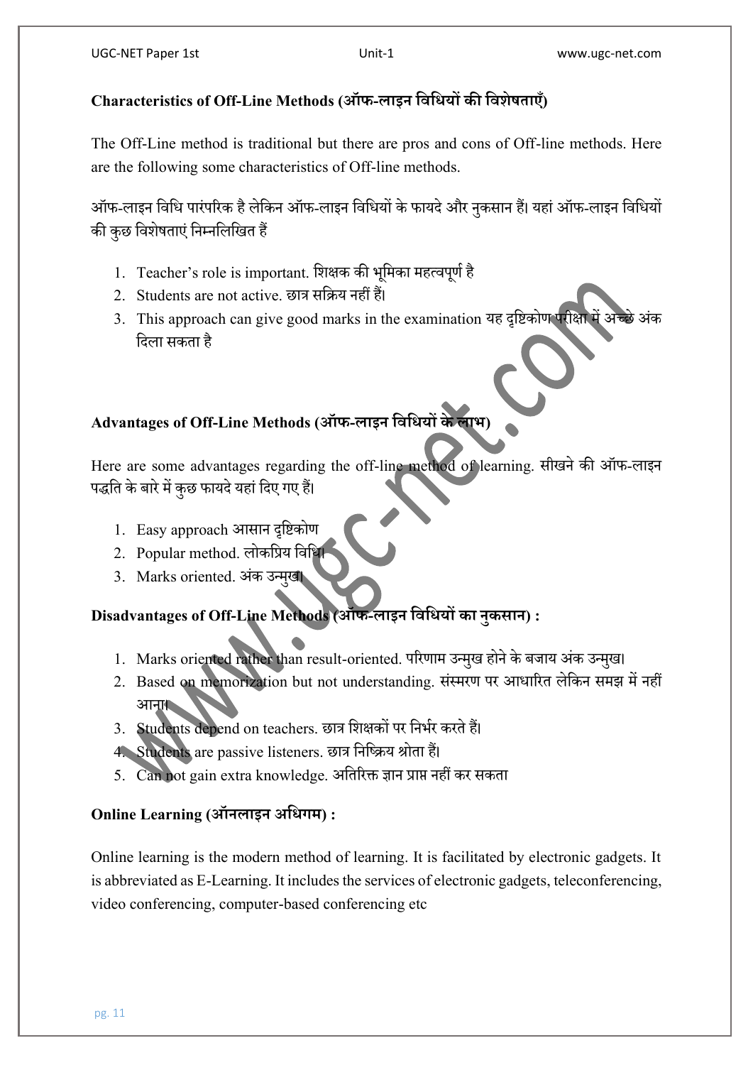**Characteristics of Off-Line Methods (ऑफ-लाइन विधियों की विशेषताएँ)**

The Off-Line method is traditional but there are pros and cons of Off-line methods. Here are the following some characteristics of Off-line methods.

ऑफ-लाइन विधि पारंपरिक है लेकिन ऑफ-लाइन विधियों के फायदे और नुकसान हैं। यहां ऑफ-लाइन विधियों की कुछ विशेषताएं निम्नलिखित हैं

1. Teacher's role is important. शिक्षक की भूमिका महत्वपूर्ण है
2. Students are not active. छात्र सक्रिय नहीं हैं।
3. This approach can give good marks in the examination यह दृष्टिकोण परीक्षा में अच्छे अंक दिला सकता है

**Advantages of Off-Line Methods (ऑफ-लाइन विधियों के लाभ)**

Here are some advantages regarding the off-line method of learning. सीखने की ऑफ-लाइन पद्धति के बारे में कुछ फायदे यहां दिए गए हैं।

1. Easy approach आसान दृष्टिकोण
2. Popular method. लोकप्रिय विधि।
3. Marks oriented. अंक उन्मुख।

**Disadvantages of Off-Line Methods (ऑफ-लाइन विधियों का नुकसान) :**

1. Marks oriented rather than result-oriented. परिणाम उन्मुख होने के बजाय अंक उन्मुख।
2. Based on memorization but not understanding. संस्मरण पर आधारित लेकिन समझ में नहीं आना।
3. Students depend on teachers. छात्र शिक्षकों पर निर्भर करते हैं।
4. Students are passive listeners. छात्र निष्क्रिय श्रोता हैं।
5. Can not gain extra knowledge. अतिरिक्त ज्ञान प्राप्त नहीं कर सकता

**Online Learning (ऑनलाइन अधिगम) :**

Online learning is the modern method of learning. It is facilitated by electronic gadgets. It is abbreviated as E-Learning. It includes the services of electronic gadgets, teleconferencing, video conferencing, computer-based conferencing etc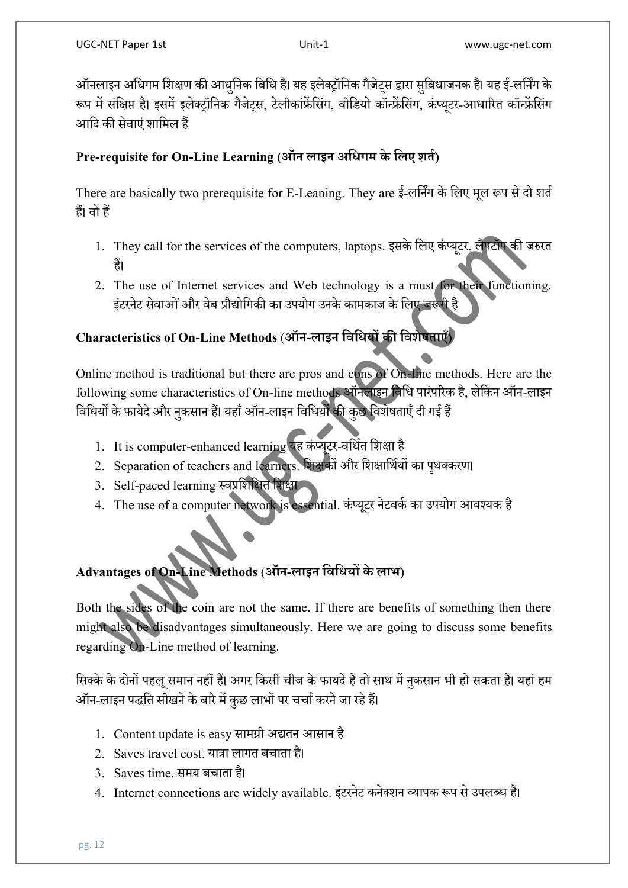ऑनलाइन अधिगम शिक्षण की आधुनिक विधि है। यह इलेक्ट्रॉनिक गैजेट्स द्वारा सुविधाजनक है। यह ई-लर्निंग के रूप में संक्षिप्त है। इसमें इलेक्ट्रॉनिक गैजेट्स, टेलीकांफ्रेंसिंग, वीडियो कॉन्फ्रेंसिंग, कंप्यूटर-आधारित कॉन्फ्रेंसिंग आदि की सेवाएं शामिल हैं

### Pre-requisite for On-Line Learning (ऑन लाइन अधिगम के लिए शर्त)

There are basically two prerequisite for E-Leaning. They are ई-लर्निंग के लिए मूल रूप से दो शर्त हैं। वो हैं

1. They call for the services of the computers, laptops. इसके लिए कंप्यूटर, लैपटॉप की जरुरत हैं।
2. The use of Internet services and Web technology is a must for their functioning. इंटरनेट सेवाओं और वेब प्रौद्योगिकी का उपयोग उनके कामकाज के लिए जरूरी है

### Characteristics of On-Line Methods (ऑन-लाइन विधियों की विशेषताएँ)

Online method is traditional but there are pros and cons of On-line methods. Here are the following some characteristics of On-line methods ऑनलाइन विधि पारंपरिक है, लेकिन ऑन-लाइन विधियों के फायेदे और नुकसान हैं। यहाँ ऑन-लाइन विधियों की कुछ विशेषताएँ दी गई हैं

1. It is computer-enhanced learning यह कंप्यूटर-वर्धित शिक्षा है
2. Separation of teachers and learners. शिक्षकों और शिक्षार्थियों का पृथक्करण।
3. Self-paced learning स्वप्रशिक्षित शिक्षा
4. The use of a computer network is essential. कंप्यूटर नेटवर्क का उपयोग आवश्यक है

### Advantages of On-Line Methods (ऑन-लाइन विधियों के लाभ)

Both the sides of the coin are not the same. If there are benefits of something then there might also be disadvantages simultaneously. Here we are going to discuss some benefits regarding On-Line method of learning.

सिक्के के दोनों पहलू समान नहीं हैं। अगर किसी चीज के फायदे हैं तो साथ में नुकसान भी हो सकता है। यहां हम ऑन-लाइन पद्धति सीखने के बारे में कुछ लाभों पर चर्चा करने जा रहे हैं।

1. Content update is easy सामग्री अद्यतन आसान है
2. Saves travel cost. यात्रा लागत बचाता है।
3. Saves time. समय बचाता है।
4. Internet connections are widely available. इंटरनेट कनेक्शन व्यापक रूप से उपलब्ध हैं।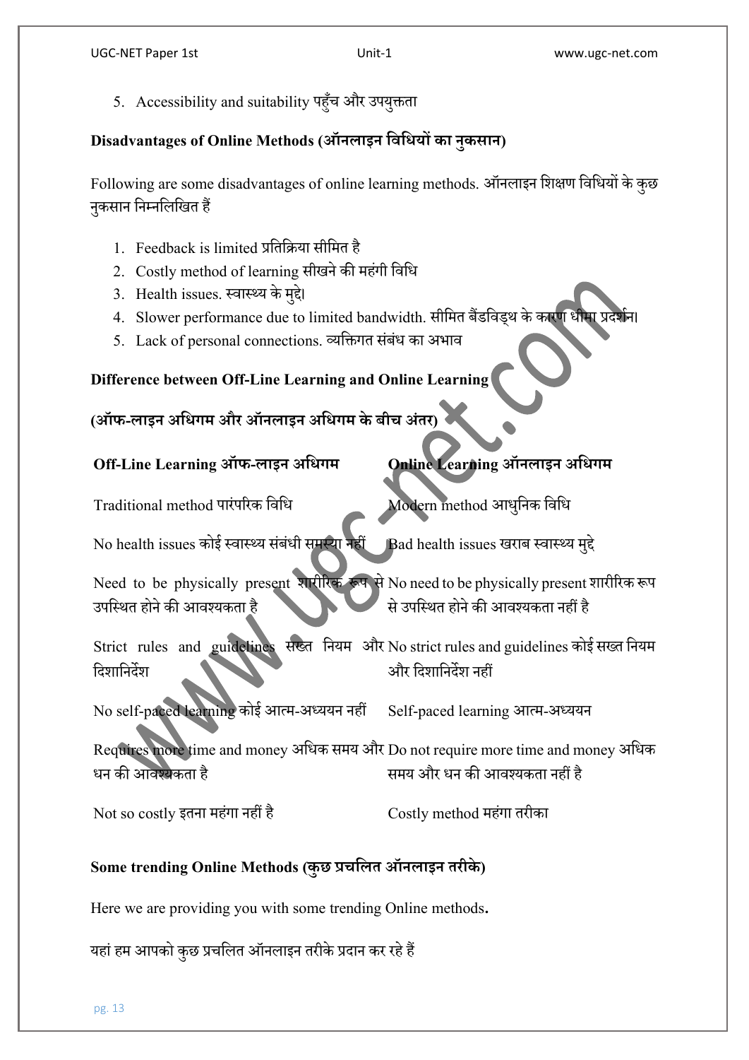5. Accessibility and suitability पहुँच और उपयुक्तता

**Disadvantages of Online Methods (ऑनलाइन विधियों का नुकसान)**

Following are some disadvantages of online learning methods. ऑनलाइन शिक्षण विधियों के कुछ नुकसान निम्नलिखित हैं

1. Feedback is limited प्रतिक्रिया सीमित है
2. Costly method of learning सीखने की महंगी विधि
3. Health issues. स्वास्थ्य के मुद्दे।
4. Slower performance due to limited bandwidth. सीमित बैंडविड्थ के कारण धीमा प्रदर्शन।
5. Lack of personal connections. व्यक्तिगत संबंध का अभाव

**Difference between Off-Line Learning and Online Learning**

**(ऑफ-लाइन अधिगम और ऑनलाइन अधिगम के बीच अंतर)**

| Off-Line Learning ऑफ-लाइन अधिगम | Online Learning ऑनलाइन अधिगम |
|---|---|
| Traditional method पारंपरिक विधि | Modern method आधुनिक विधि |
| No health issues कोई स्वास्थ्य संबंधी समस्या नहीं | Bad health issues खराब स्वास्थ्य मुद्दे |
| Need to be physically present शारीरिक रूप से उपस्थित होने की आवश्यकता है | No need to be physically present शारीरिक रूप से उपस्थित होने की आवश्यकता नहीं है |
| Strict rules and guidelines सख्त नियम और दिशानिर्देश | No strict rules and guidelines कोई सख्त नियम और दिशानिर्देश नहीं |
| No self-paced learning कोई आत्म-अध्ययन नहीं | Self-paced learning आत्म-अध्ययन |
| Requires more time and money अधिक समय और धन की आवश्यकता है | Do not require more time and money अधिक समय और धन की आवश्यकता नहीं है |
| Not so costly इतना महंगा नहीं है | Costly method महंगा तरीका |

**Some trending Online Methods (कुछ प्रचलित ऑनलाइन तरीके)**

Here we are providing you with some trending Online methods**.**

यहां हम आपको कुछ प्रचलित ऑनलाइन तरीके प्रदान कर रहे हैं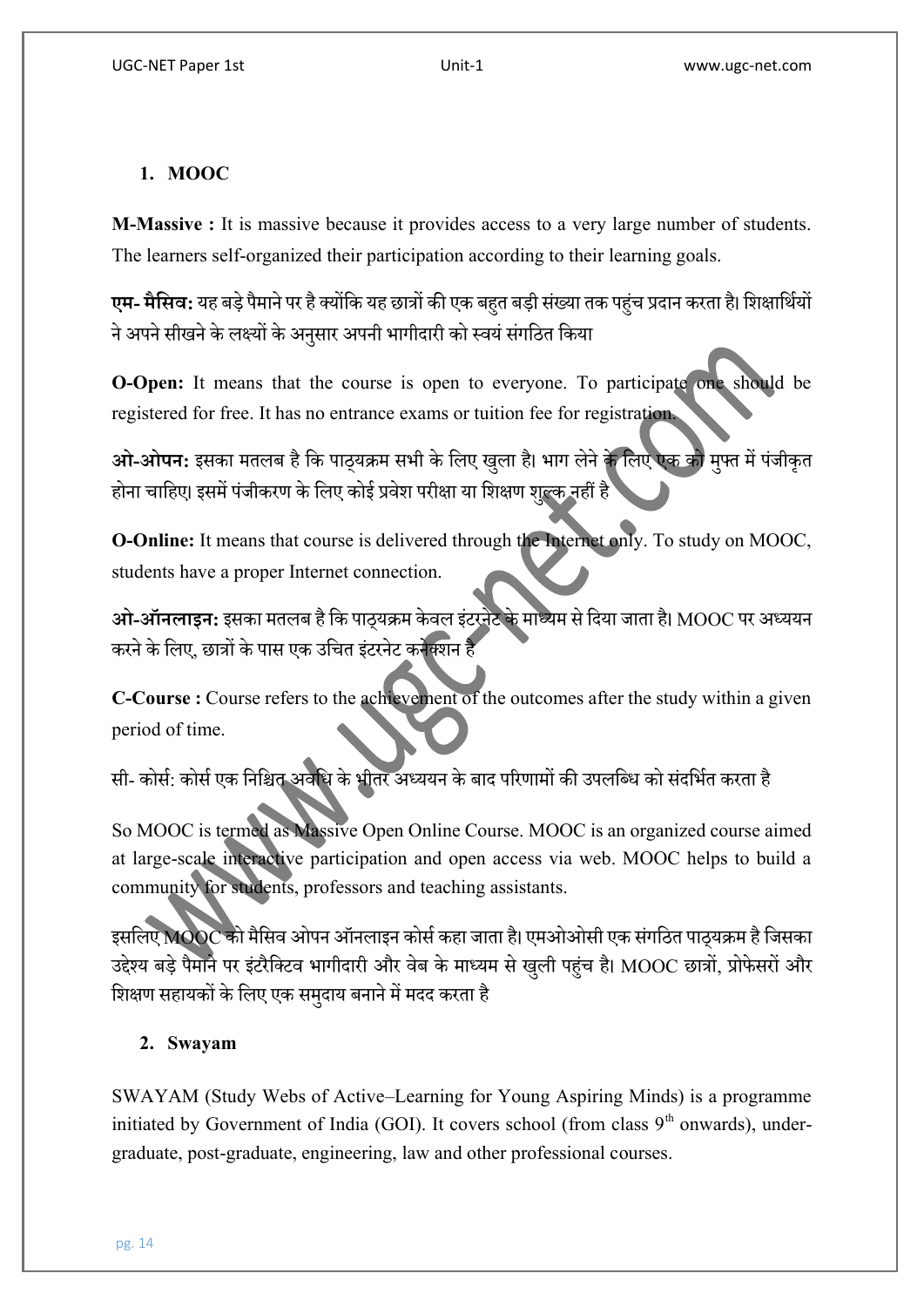1. **MOOC**

**M-Massive :** It is massive because it provides access to a very large number of students. The learners self-organized their participation according to their learning goals.

**एम- मैसिव:** यह बड़े पैमाने पर है क्योंकि यह छात्रों की एक बहुत बड़ी संख्या तक पहुंच प्रदान करता है। शिक्षार्थियों ने अपने सीखने के लक्ष्यों के अनुसार अपनी भागीदारी को स्वयं संगठित किया

**O-Open:** It means that the course is open to everyone. To participate one should be registered for free. It has no entrance exams or tuition fee for registration.

**ओ-ओपन:** इसका मतलब है कि पाठ्यक्रम सभी के लिए खुला है। भाग लेने के लिए एक को मुफ्त में पंजीकृत होना चाहिए। इसमें पंजीकरण के लिए कोई प्रवेश परीक्षा या शिक्षण शुल्क नहीं है

**O-Online:** It means that course is delivered through the Internet only. To study on MOOC, students have a proper Internet connection.

**ओ-ऑनलाइन:** इसका मतलब है कि पाठ्यक्रम केवल इंटरनेट के माध्यम से दिया जाता है। MOOC पर अध्ययन करने के लिए, छात्रों के पास एक उचित इंटरनेट कनेक्शन है

**C-Course :** Course refers to the achievement of the outcomes after the study within a given period of time.

सी- कोर्स: कोर्स एक निश्चित अवधि के भीतर अध्ययन के बाद परिणामों की उपलब्धि को संदर्भित करता है

So MOOC is termed as Massive Open Online Course. MOOC is an organized course aimed at large-scale interactive participation and open access via web. MOOC helps to build a community for students, professors and teaching assistants.

इसलिए MOOC को मैसिव ओपन ऑनलाइन कोर्स कहा जाता है। एमओओसी एक संगठित पाठ्यक्रम है जिसका उद्देश्य बड़े पैमाने पर इंटरैक्टिव भागीदारी और वेब के माध्यम से खुली पहुंच है। MOOC छात्रों, प्रोफेसरों और शिक्षण सहायकों के लिए एक समुदाय बनाने में मदद करता है

2. **Swayam**

SWAYAM (Study Webs of Active–Learning for Young Aspiring Minds) is a programme initiated by Government of India (GOI). It covers school (from class 9th onwards), under-graduate, post-graduate, engineering, law and other professional courses.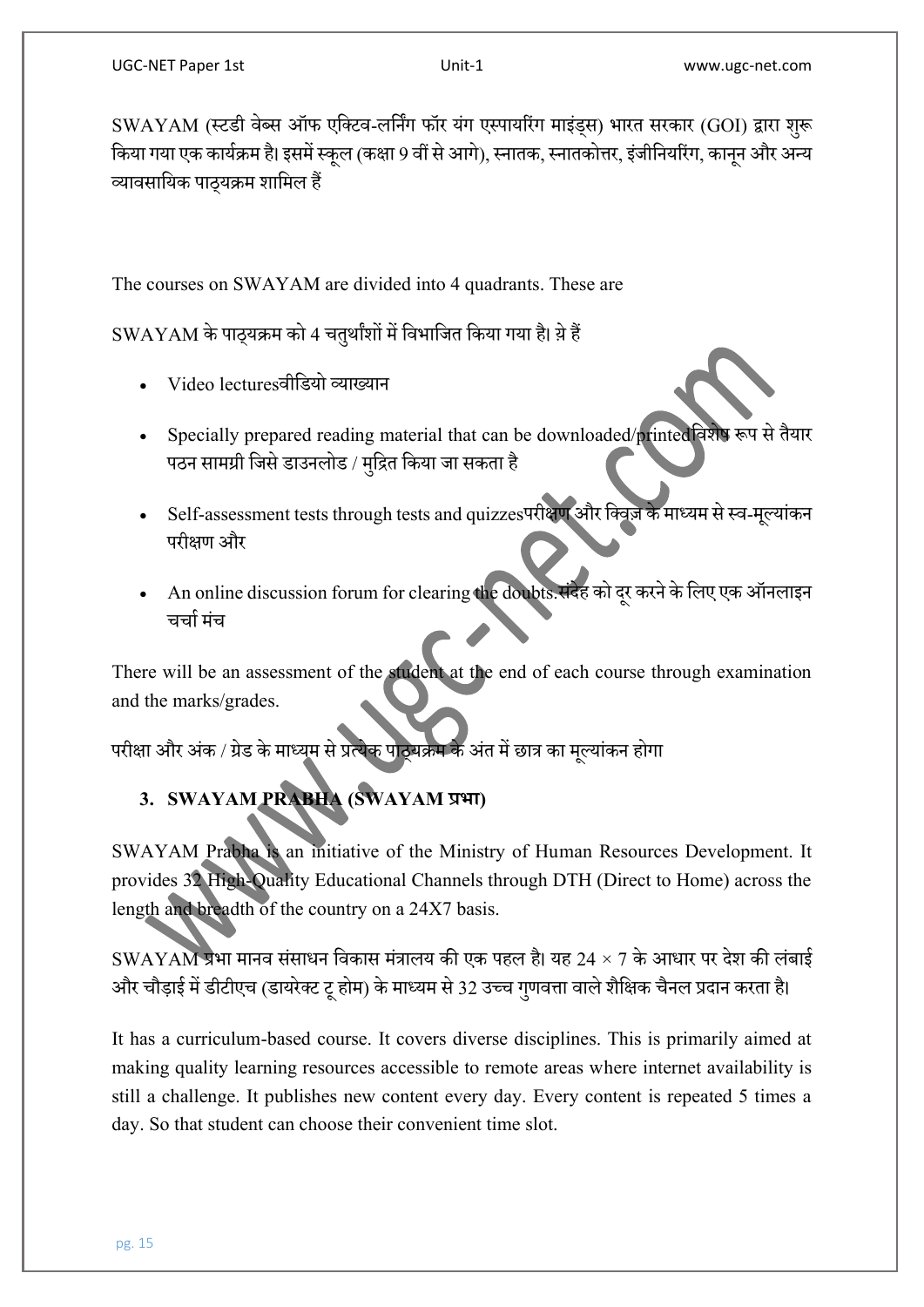SWAYAM (स्टडी वेब्स ऑफ एक्टिव-लर्निंग फॉर यंग एस्पायरिंग माइंड्स) भारत सरकार (GOI) द्वारा शुरू किया गया एक कार्यक्रम है। इसमें स्कूल (कक्षा 9 वीं से आगे), स्नातक, स्नातकोत्तर, इंजीनियरिंग, कानून और अन्य व्यावसायिक पाठ्यक्रम शामिल हैं

The courses on SWAYAM are divided into 4 quadrants. These are

SWAYAM के पाठ्यक्रम को 4 चतुर्थांशों में विभाजित किया गया है। ये हैं

- Video lecturesवीडियो व्याख्यान
- Specially prepared reading material that can be downloaded/printedविशेष रूप से तैयार पठन सामग्री जिसे डाउनलोड / मुद्रित किया जा सकता है
- Self-assessment tests through tests and quizzesपरीक्षण और क्विज़ के माध्यम से स्व-मूल्यांकन परीक्षण और
- An online discussion forum for clearing the doubts.संदेह को दूर करने के लिए एक ऑनलाइन चर्चा मंच

There will be an assessment of the student at the end of each course through examination and the marks/grades.

परीक्षा और अंक / ग्रेड के माध्यम से प्रत्येक पाठ्यक्रम के अंत में छात्र का मूल्यांकन होगा

### 3. SWAYAM PRABHA (SWAYAM प्रभा)

SWAYAM Prabha is an initiative of the Ministry of Human Resources Development. It provides 32 High-Quality Educational Channels through DTH (Direct to Home) across the length and breadth of the country on a 24X7 basis.

SWAYAM प्रभा मानव संसाधन विकास मंत्रालय की एक पहल है। यह 24 × 7 के आधार पर देश की लंबाई और चौड़ाई में डीटीएच (डायरेक्ट टू होम) के माध्यम से 32 उच्च गुणवत्ता वाले शैक्षिक चैनल प्रदान करता है।

It has a curriculum-based course. It covers diverse disciplines. This is primarily aimed at making quality learning resources accessible to remote areas where internet availability is still a challenge. It publishes new content every day. Every content is repeated 5 times a day. So that student can choose their convenient time slot.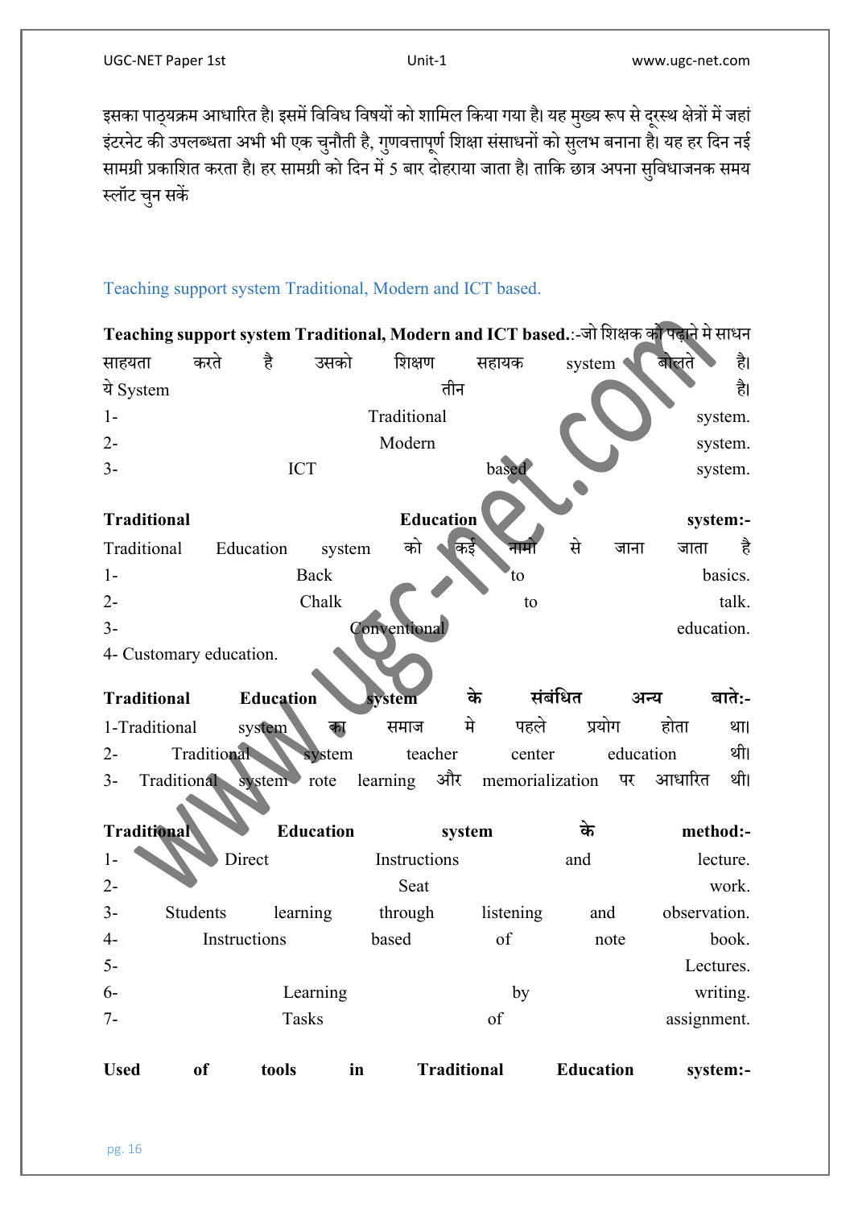इसका पाठ्यक्रम आधारित है। इसमें विविध विषयों को शामिल किया गया है। यह मुख्य रूप से दूरस्थ क्षेत्रों में जहां इंटरनेट की उपलब्धता अभी भी एक चुनौती है, गुणवत्तापूर्ण शिक्षा संसाधनों को सुलभ बनाना है। यह हर दिन नई सामग्री प्रकाशित करता है। हर सामग्री को दिन में 5 बार दोहराया जाता है। ताकि छात्र अपना सुविधाजनक समय स्लॉट चुन सकें

## Teaching support system Traditional, Modern and ICT based.

**Teaching support system Traditional, Modern and ICT based.**:-जो शिक्षक को पढ़ाने मे साधन साहयता करते है उसको शिक्षण सहायक system बोलते है।
ये System तीन है।

1- Traditional system.
2- Modern system.
3- ICT based system.

**Traditional Education system:-**
Traditional Education system को कई नामो से जाना जाता है

1- Back to basics.
2- Chalk to talk.
3- Conventional education.
4- Customary education.

**Traditional Education system के संबंधित अन्य बाते:-**

1-Traditional system का समाज मे पहले प्रयोग होता था।
2- Traditional system teacher center education थी।
3- Traditional system rote learning और memorialization पर आधारित थी।

**Traditional Education system के method:-**

1- Direct Instructions and lecture.
2- Seat work.
3- Students learning through listening and observation.
4- Instructions based of note book.
5- Lectures.
6- Learning by writing.
7- Tasks of assignment.

**Used of tools in Traditional Education system:-**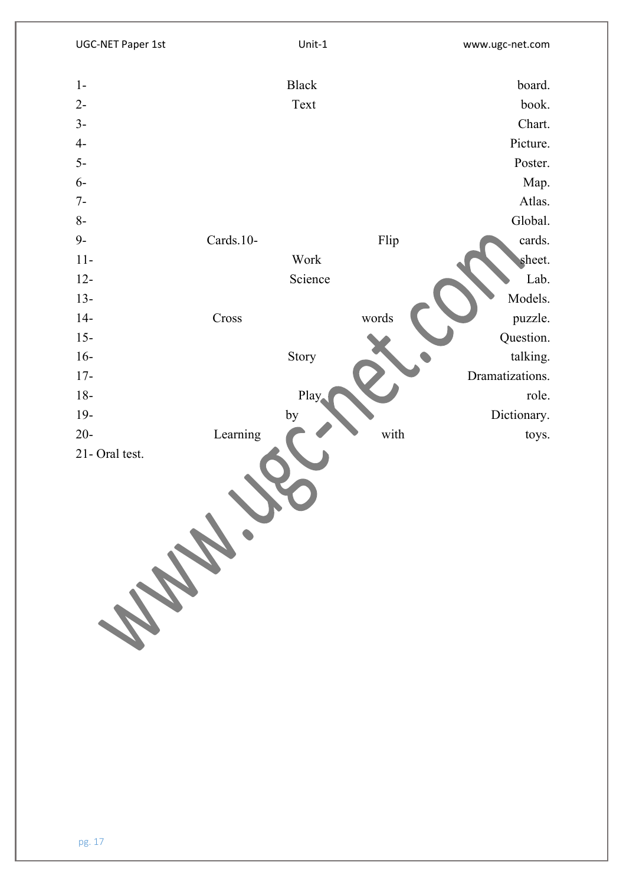1- Black board.
2- Text book.
3- Chart.
4- Picture.
5- Poster.
6- Map.
7- Atlas.
8- Global.
9- Cards.10- Flip cards.
11- Work sheet.
12- Science Lab.
13- Models.
14- Cross words puzzle.
15- Question.
16- Story talking.
17- Dramatizations.
18- Play role.
19- by Dictionary.
20- Learning with toys.
21- Oral test.